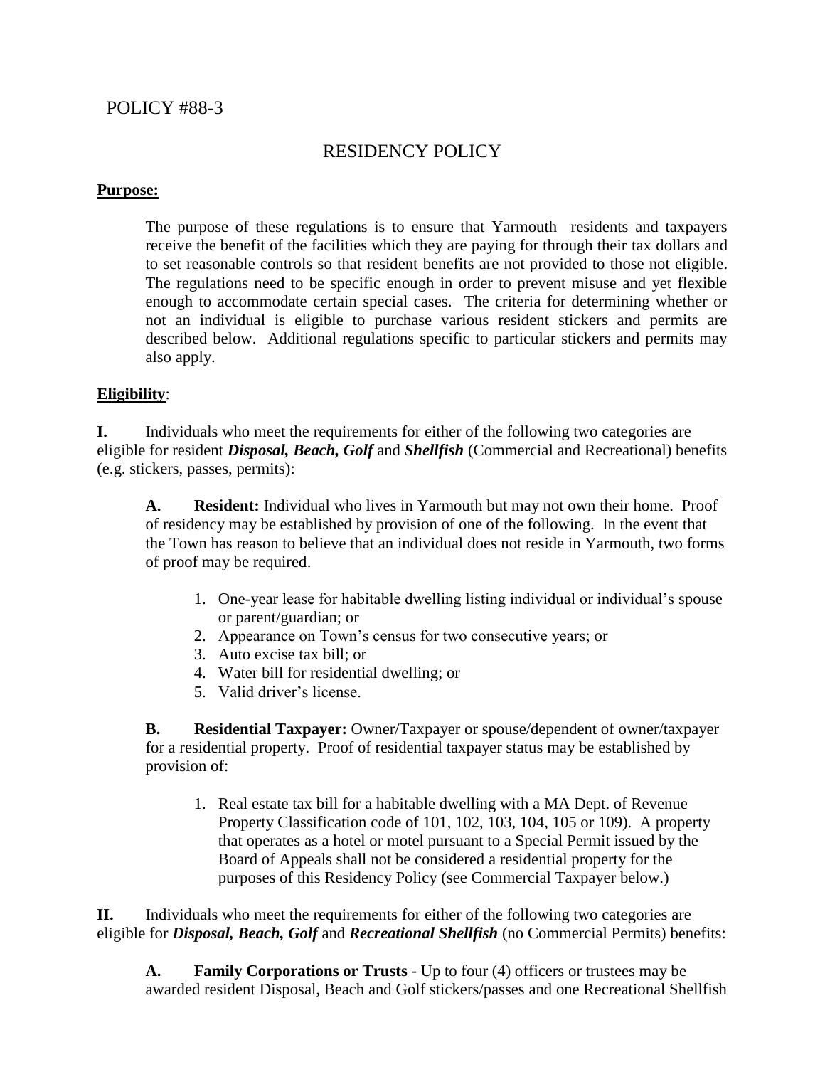POLICY #88-3

# RESIDENCY POLICY

**Purpose:**

The purpose of these regulations is to ensure that Yarmouth residents and taxpayers receive the benefit of the facilities which they are paying for through their tax dollars and to set reasonable controls so that resident benefits are not provided to those not eligible. The regulations need to be specific enough in order to prevent misuse and yet flexible enough to accommodate certain special cases. The criteria for determining whether or not an individual is eligible to purchase various resident stickers and permits are described below. Additional regulations specific to particular stickers and permits may also apply.

**Eligibility**:

**I.** Individuals who meet the requirements for either of the following two categories are eligible for resident ***Disposal, Beach, Golf*** and ***Shellfish*** (Commercial and Recreational) benefits (e.g. stickers, passes, permits):

**A. Resident:** Individual who lives in Yarmouth but may not own their home. Proof of residency may be established by provision of one of the following. In the event that the Town has reason to believe that an individual does not reside in Yarmouth, two forms of proof may be required.

1. One-year lease for habitable dwelling listing individual or individual's spouse or parent/guardian; or
2. Appearance on Town's census for two consecutive years; or
3. Auto excise tax bill; or
4. Water bill for residential dwelling; or
5. Valid driver's license.

**B. Residential Taxpayer:** Owner/Taxpayer or spouse/dependent of owner/taxpayer for a residential property. Proof of residential taxpayer status may be established by provision of:

1. Real estate tax bill for a habitable dwelling with a MA Dept. of Revenue Property Classification code of 101, 102, 103, 104, 105 or 109). A property that operates as a hotel or motel pursuant to a Special Permit issued by the Board of Appeals shall not be considered a residential property for the purposes of this Residency Policy (see Commercial Taxpayer below.)

**II.** Individuals who meet the requirements for either of the following two categories are eligible for ***Disposal, Beach, Golf*** and ***Recreational Shellfish*** (no Commercial Permits) benefits:

**A. Family Corporations or Trusts** - Up to four (4) officers or trustees may be awarded resident Disposal, Beach and Golf stickers/passes and one Recreational Shellfish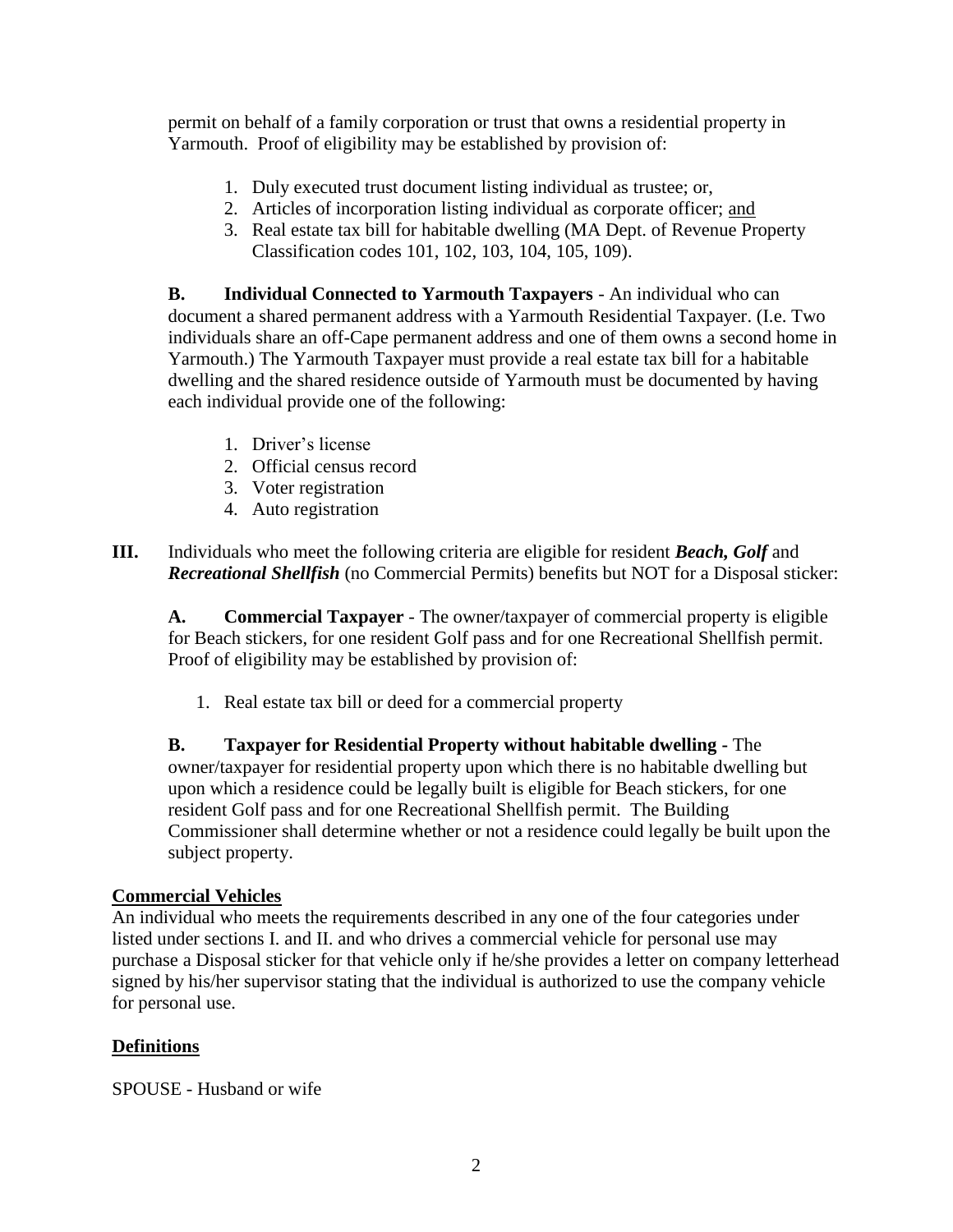permit on behalf of a family corporation or trust that owns a residential property in Yarmouth. Proof of eligibility may be established by provision of:

1. Duly executed trust document listing individual as trustee; or,
2. Articles of incorporation listing individual as corporate officer; <u>and</u>
3. Real estate tax bill for habitable dwelling (MA Dept. of Revenue Property Classification codes 101, 102, 103, 104, 105, 109).

**B. Individual Connected to Yarmouth Taxpayers** - An individual who can document a shared permanent address with a Yarmouth Residential Taxpayer. (I.e. Two individuals share an off-Cape permanent address and one of them owns a second home in Yarmouth.) The Yarmouth Taxpayer must provide a real estate tax bill for a habitable dwelling and the shared residence outside of Yarmouth must be documented by having each individual provide one of the following:

1. Driver's license
2. Official census record
3. Voter registration
4. Auto registration

**III.** Individuals who meet the following criteria are eligible for resident ***Beach, Golf*** and ***Recreational Shellfish*** (no Commercial Permits) benefits but NOT for a Disposal sticker:

**A. Commercial Taxpayer** - The owner/taxpayer of commercial property is eligible for Beach stickers, for one resident Golf pass and for one Recreational Shellfish permit. Proof of eligibility may be established by provision of:

1. Real estate tax bill or deed for a commercial property

**B. Taxpayer for Residential Property without habitable dwelling -** The owner/taxpayer for residential property upon which there is no habitable dwelling but upon which a residence could be legally built is eligible for Beach stickers, for one resident Golf pass and for one Recreational Shellfish permit. The Building Commissioner shall determine whether or not a residence could legally be built upon the subject property.

## Commercial Vehicles

An individual who meets the requirements described in any one of the four categories under listed under sections I. and II. and who drives a commercial vehicle for personal use may purchase a Disposal sticker for that vehicle only if he/she provides a letter on company letterhead signed by his/her supervisor stating that the individual is authorized to use the company vehicle for personal use.

## Definitions

SPOUSE - Husband or wife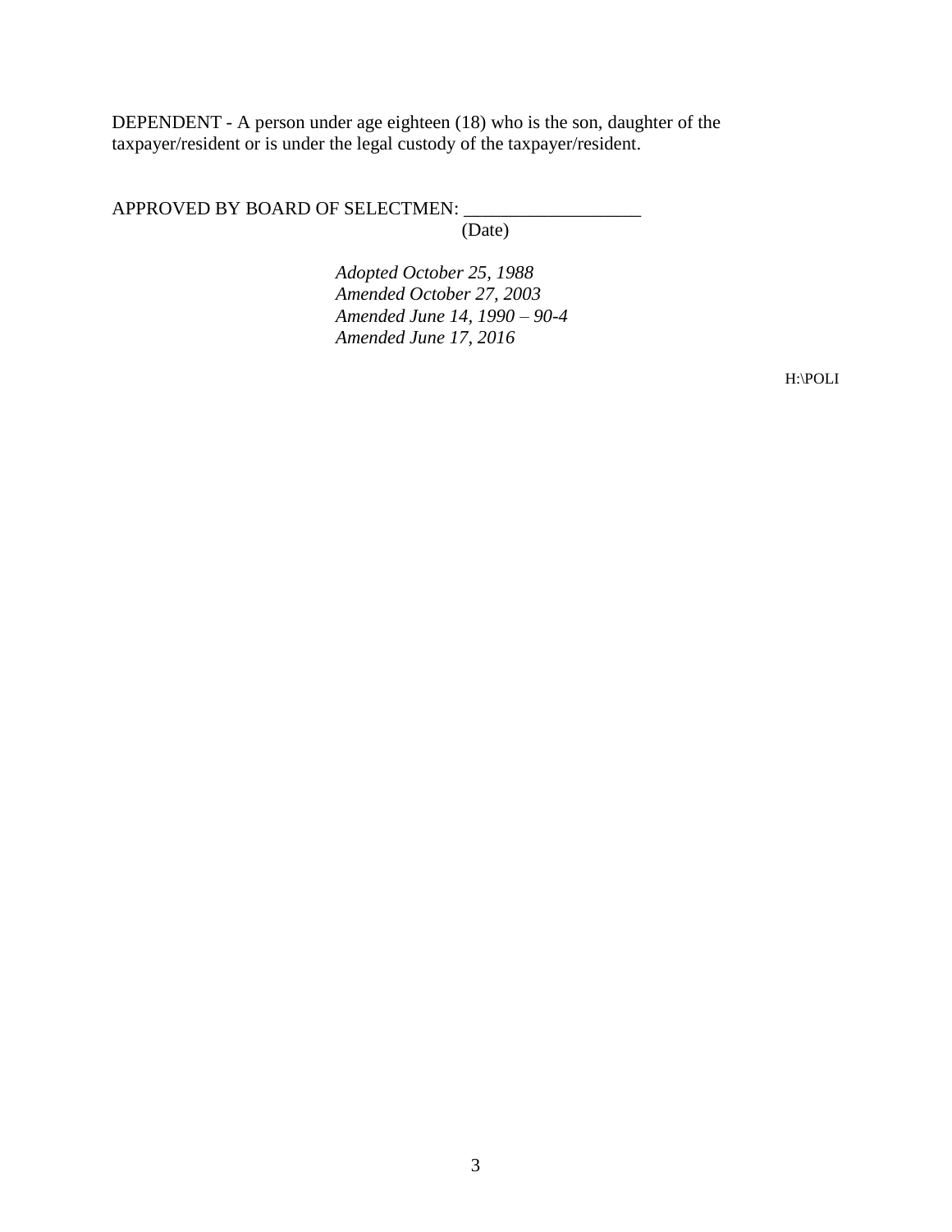DEPENDENT - A person under age eighteen (18) who is the son, daughter of the taxpayer/resident or is under the legal custody of the taxpayer/resident.

APPROVED BY BOARD OF SELECTMEN: ___________________
(Date)

*Adopted October 25, 1988*
*Amended October 27, 2003*
*Amended June 14, 1990 – 90-4*
*Amended June 17, 2016*

H:\POLI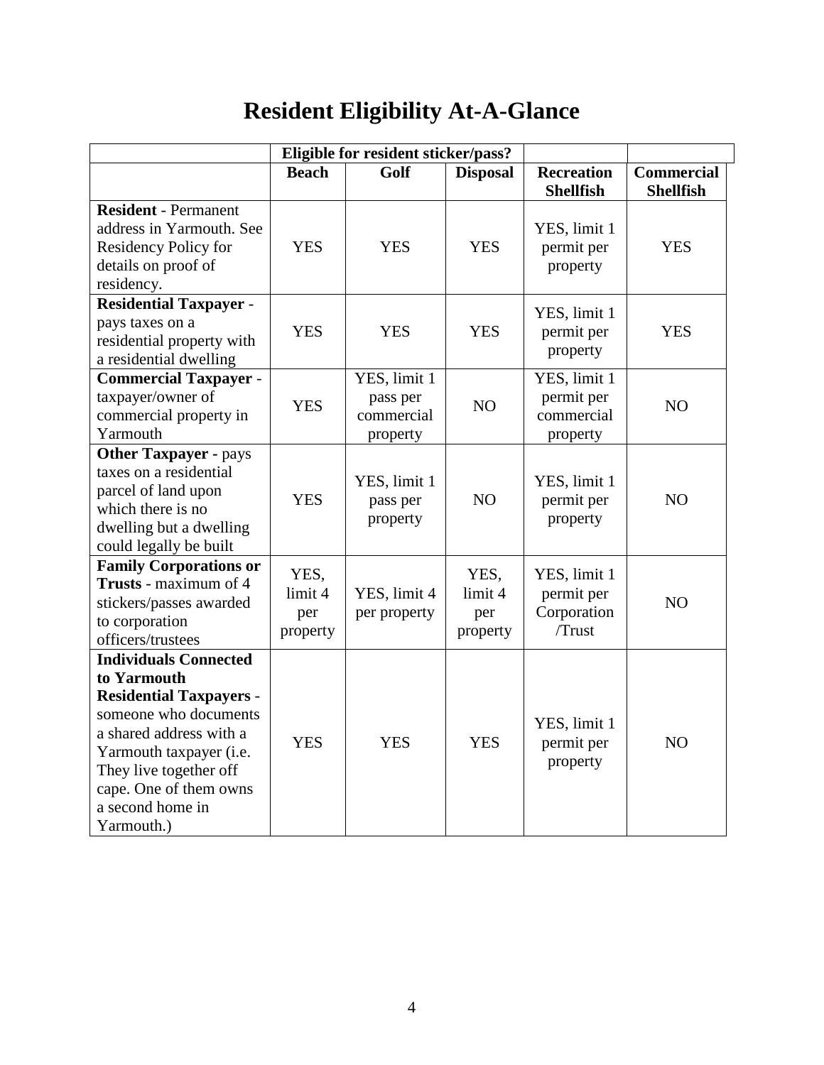# Resident Eligibility At-A-Glance

| | Eligible for resident sticker/pass? | | | | |
|---|---|---|---|---|---|
| | **Beach** | **Golf** | **Disposal** | **Recreation Shellfish** | **Commercial Shellfish** |
| **Resident** - Permanent address in Yarmouth. See Residency Policy for details on proof of residency. | YES | YES | YES | YES, limit 1 permit per property | YES |
| **Residential Taxpayer** - pays taxes on a residential property with a residential dwelling | YES | YES | YES | YES, limit 1 permit per property | YES |
| **Commercial Taxpayer** - taxpayer/owner of commercial property in Yarmouth | YES | YES, limit 1 pass per commercial property | NO | YES, limit 1 permit per commercial property | NO |
| **Other Taxpayer -** pays taxes on a residential parcel of land upon which there is no dwelling but a dwelling could legally be built | YES | YES, limit 1 pass per property | NO | YES, limit 1 permit per property | NO |
| **Family Corporations or Trusts** - maximum of 4 stickers/passes awarded to corporation officers/trustees | YES, limit 4 per property | YES, limit 4 per property | YES, limit 4 per property | YES, limit 1 permit per Corporation /Trust | NO |
| **Individuals Connected to Yarmouth Residential Taxpayers** - someone who documents a shared address with a Yarmouth taxpayer (i.e. They live together off cape. One of them owns a second home in Yarmouth.) | YES | YES | YES | YES, limit 1 permit per property | NO |